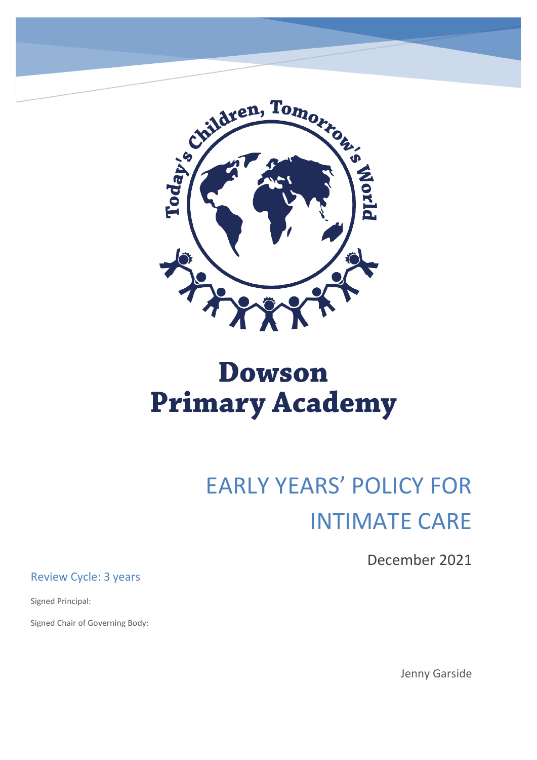Today's Children, Tomorrow's World

# Dowson Primary Academy

# EARLY YEARS' POLICY FOR INTIMATE CARE

December 2021

Review Cycle: 3 years

Signed Principal:

Signed Chair of Governing Body:

Jenny Garside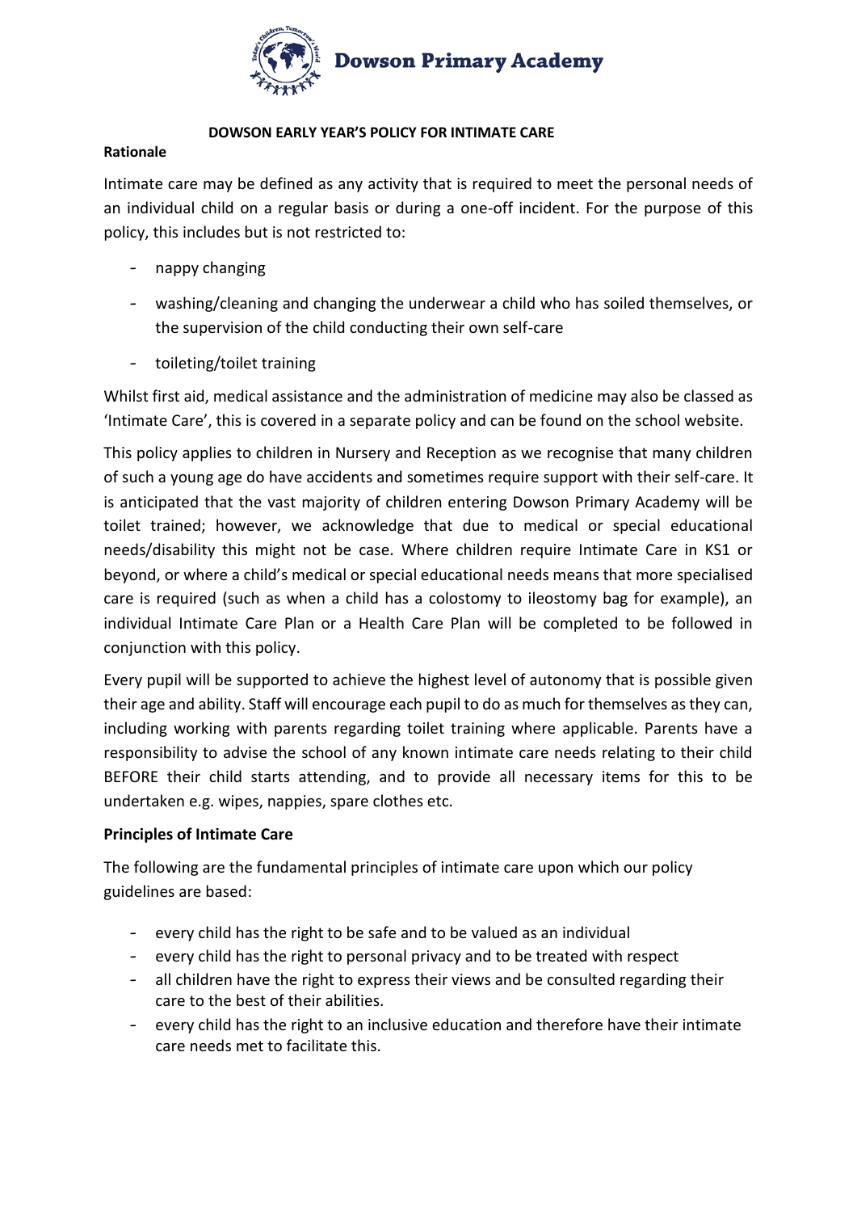**DOWSON EARLY YEAR'S POLICY FOR INTIMATE CARE**

**Rationale**

Intimate care may be defined as any activity that is required to meet the personal needs of an individual child on a regular basis or during a one-off incident. For the purpose of this policy, this includes but is not restricted to:

- nappy changing
- washing/cleaning and changing the underwear a child who has soiled themselves, or the supervision of the child conducting their own self-care
- toileting/toilet training

Whilst first aid, medical assistance and the administration of medicine may also be classed as 'Intimate Care', this is covered in a separate policy and can be found on the school website.

This policy applies to children in Nursery and Reception as we recognise that many children of such a young age do have accidents and sometimes require support with their self-care. It is anticipated that the vast majority of children entering Dowson Primary Academy will be toilet trained; however, we acknowledge that due to medical or special educational needs/disability this might not be case. Where children require Intimate Care in KS1 or beyond, or where a child's medical or special educational needs means that more specialised care is required (such as when a child has a colostomy to ileostomy bag for example), an individual Intimate Care Plan or a Health Care Plan will be completed to be followed in conjunction with this policy.

Every pupil will be supported to achieve the highest level of autonomy that is possible given their age and ability. Staff will encourage each pupil to do as much for themselves as they can, including working with parents regarding toilet training where applicable. Parents have a responsibility to advise the school of any known intimate care needs relating to their child BEFORE their child starts attending, and to provide all necessary items for this to be undertaken e.g. wipes, nappies, spare clothes etc.

**Principles of Intimate Care**

The following are the fundamental principles of intimate care upon which our policy guidelines are based:

- every child has the right to be safe and to be valued as an individual
- every child has the right to personal privacy and to be treated with respect
- all children have the right to express their views and be consulted regarding their care to the best of their abilities.
- every child has the right to an inclusive education and therefore have their intimate care needs met to facilitate this.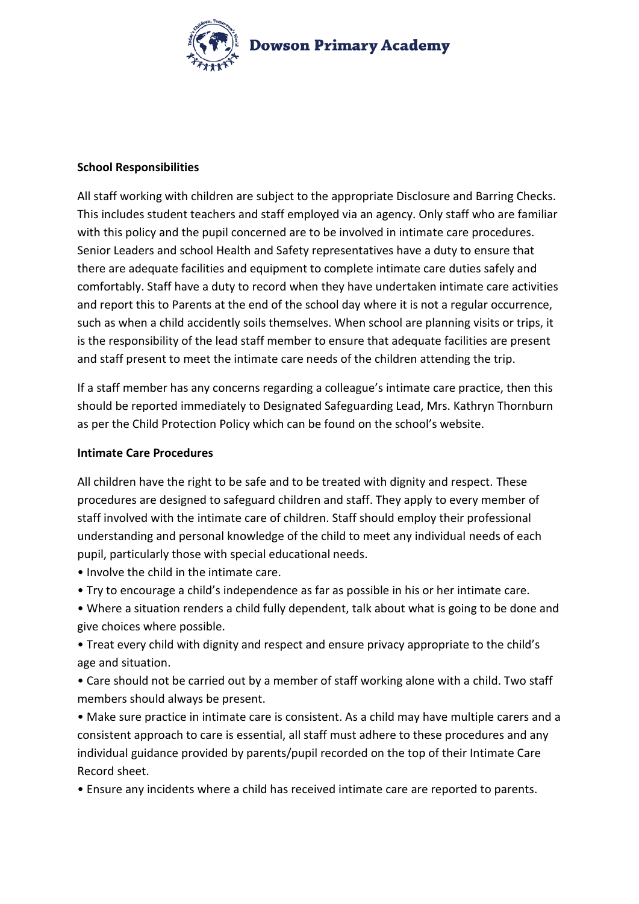**School Responsibilities**

All staff working with children are subject to the appropriate Disclosure and Barring Checks. This includes student teachers and staff employed via an agency. Only staff who are familiar with this policy and the pupil concerned are to be involved in intimate care procedures. Senior Leaders and school Health and Safety representatives have a duty to ensure that there are adequate facilities and equipment to complete intimate care duties safely and comfortably. Staff have a duty to record when they have undertaken intimate care activities and report this to Parents at the end of the school day where it is not a regular occurrence, such as when a child accidently soils themselves. When school are planning visits or trips, it is the responsibility of the lead staff member to ensure that adequate facilities are present and staff present to meet the intimate care needs of the children attending the trip.

If a staff member has any concerns regarding a colleague's intimate care practice, then this should be reported immediately to Designated Safeguarding Lead, Mrs. Kathryn Thornburn as per the Child Protection Policy which can be found on the school's website.

**Intimate Care Procedures**

All children have the right to be safe and to be treated with dignity and respect. These procedures are designed to safeguard children and staff. They apply to every member of staff involved with the intimate care of children. Staff should employ their professional understanding and personal knowledge of the child to meet any individual needs of each pupil, particularly those with special educational needs.

- Involve the child in the intimate care.
- Try to encourage a child's independence as far as possible in his or her intimate care.
- Where a situation renders a child fully dependent, talk about what is going to be done and give choices where possible.
- Treat every child with dignity and respect and ensure privacy appropriate to the child's age and situation.
- Care should not be carried out by a member of staff working alone with a child. Two staff members should always be present.
- Make sure practice in intimate care is consistent. As a child may have multiple carers and a consistent approach to care is essential, all staff must adhere to these procedures and any individual guidance provided by parents/pupil recorded on the top of their Intimate Care Record sheet.
- Ensure any incidents where a child has received intimate care are reported to parents.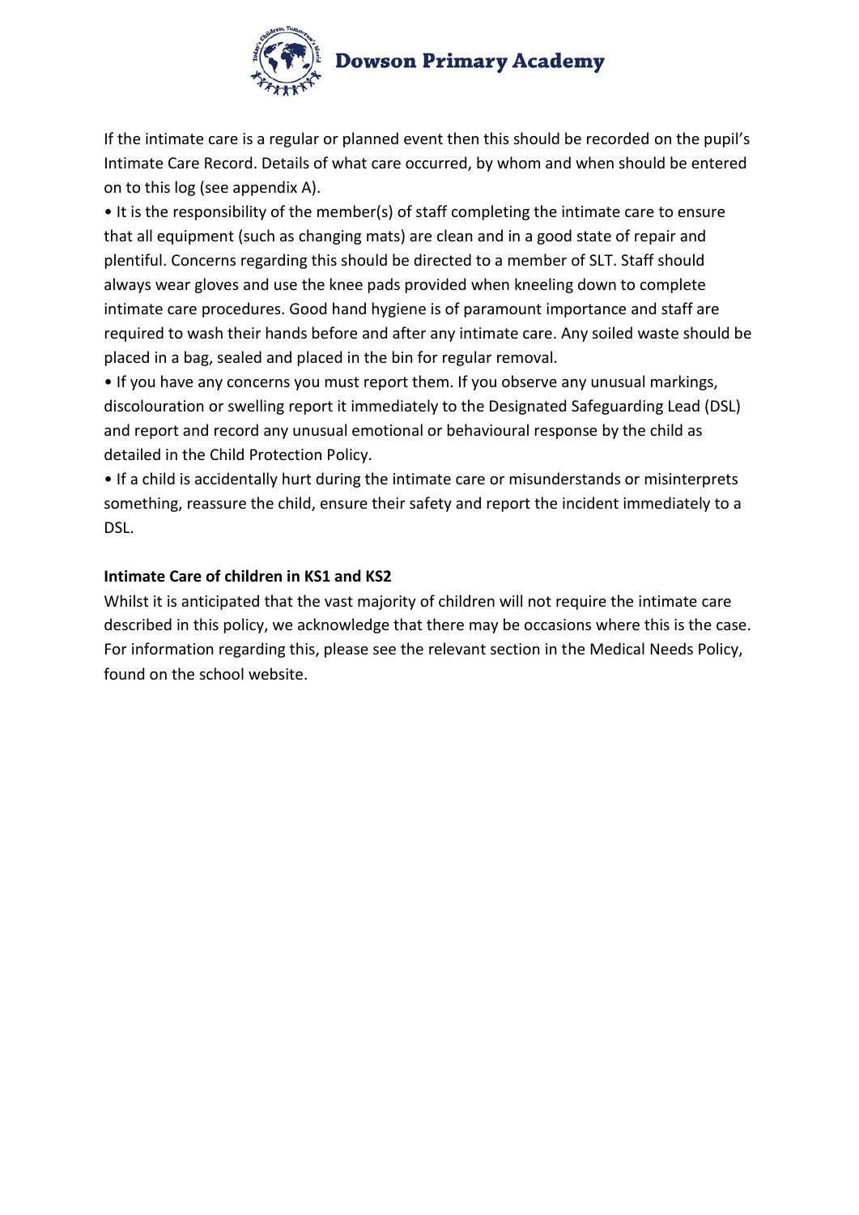If the intimate care is a regular or planned event then this should be recorded on the pupil's Intimate Care Record. Details of what care occurred, by whom and when should be entered on to this log (see appendix A).

- It is the responsibility of the member(s) of staff completing the intimate care to ensure that all equipment (such as changing mats) are clean and in a good state of repair and plentiful. Concerns regarding this should be directed to a member of SLT. Staff should always wear gloves and use the knee pads provided when kneeling down to complete intimate care procedures. Good hand hygiene is of paramount importance and staff are required to wash their hands before and after any intimate care. Any soiled waste should be placed in a bag, sealed and placed in the bin for regular removal.
- If you have any concerns you must report them. If you observe any unusual markings, discolouration or swelling report it immediately to the Designated Safeguarding Lead (DSL) and report and record any unusual emotional or behavioural response by the child as detailed in the Child Protection Policy.
- If a child is accidentally hurt during the intimate care or misunderstands or misinterprets something, reassure the child, ensure their safety and report the incident immediately to a DSL.

**Intimate Care of children in KS1 and KS2**

Whilst it is anticipated that the vast majority of children will not require the intimate care described in this policy, we acknowledge that there may be occasions where this is the case. For information regarding this, please see the relevant section in the Medical Needs Policy, found on the school website.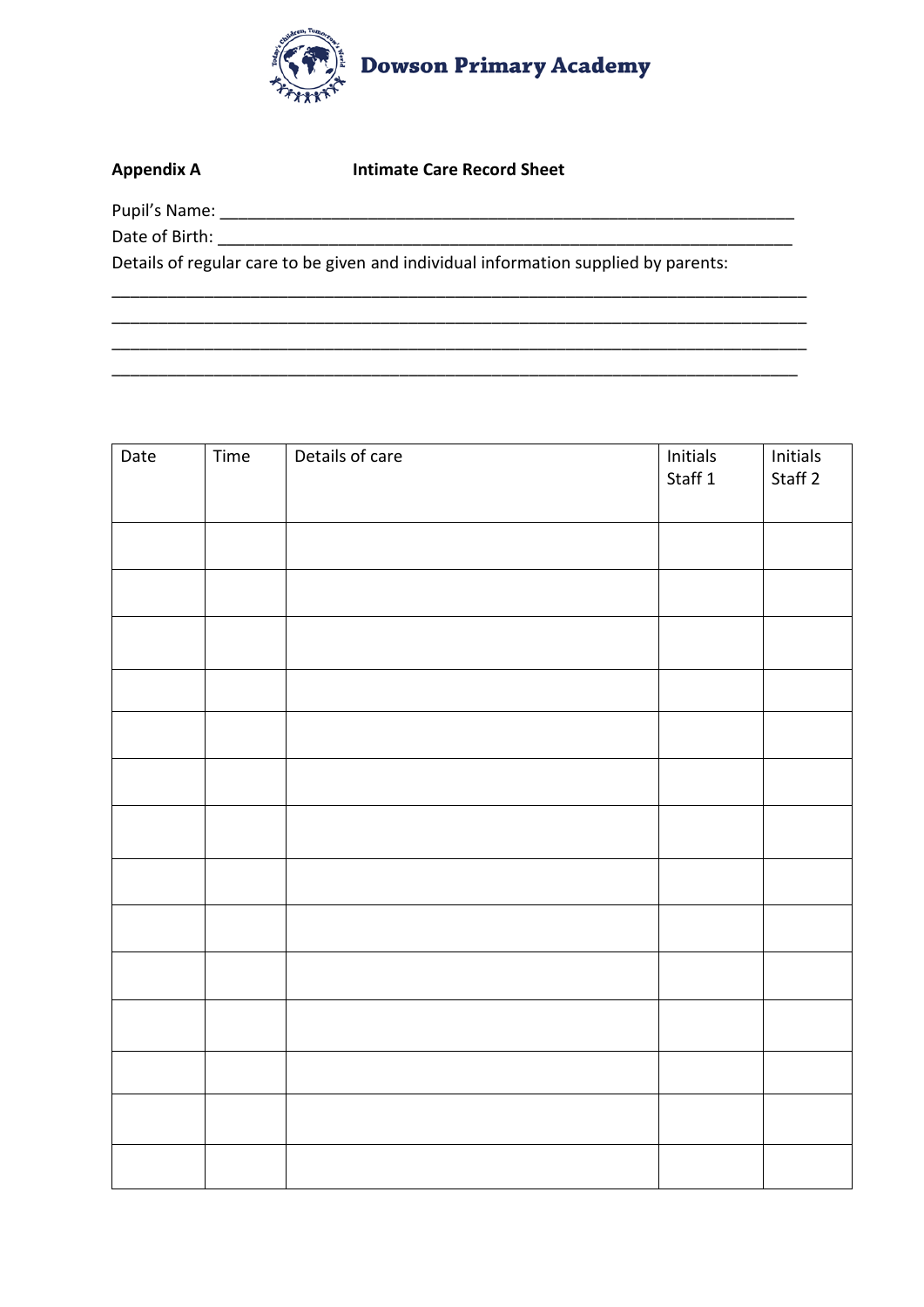Dowson Primary Academy

**Appendix A** **Intimate Care Record Sheet**

Pupil's Name: ___________________________________________________________

Date of Birth: ___________________________________________________________

Details of regular care to be given and individual information supplied by parents:

_______________________________________________________________________

_______________________________________________________________________

_______________________________________________________________________

_______________________________________________________________________

| Date | Time | Details of care | Initials Staff 1 | Initials Staff 2 |
|---|---|---|---|---|
| | | | | |
| | | | | |
| | | | | |
| | | | | |
| | | | | |
| | | | | |
| | | | | |
| | | | | |
| | | | | |
| | | | | |
| | | | | |
| | | | | |
| | | | | |
| | | | | |